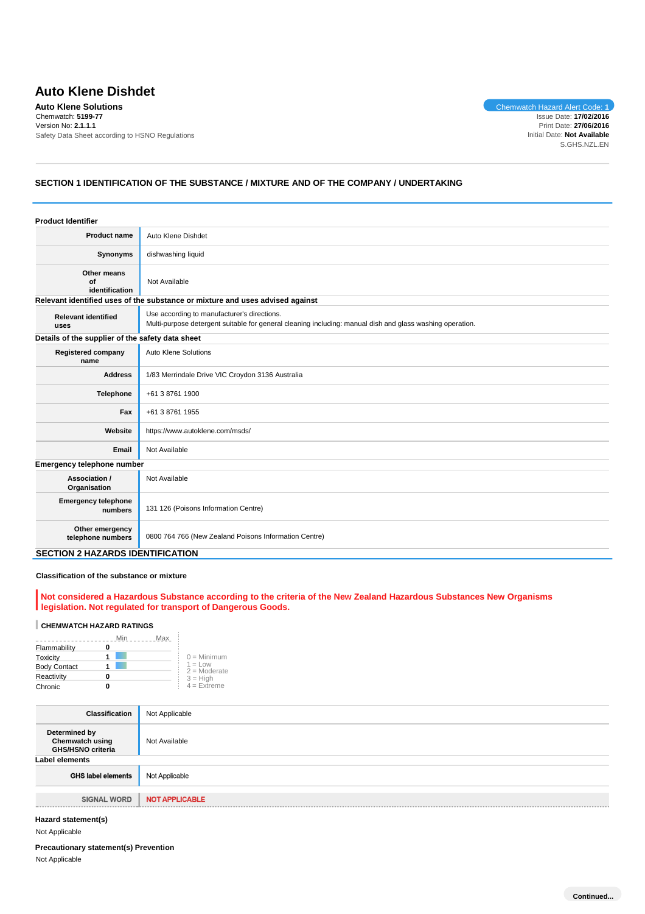// Auto Klene Dishdet SDS, page 1 — identification and hazard classification

# Auto Klene Dishdet

**Auto Klene Solutions**
Chemwatch: **5199-77**
Version No: **2.1.1.1**
Safety Data Sheet according to HSNO Regulations

Chemwatch Hazard Alert Code: **1**
Issue Date: **17/02/2016**
Print Date: **27/06/2016**
Initial Date: **Not Available**
S.GHS.NZL.EN

## SECTION 1 IDENTIFICATION OF THE SUBSTANCE / MIXTURE AND OF THE COMPANY / UNDERTAKING

### Product Identifier

| | |
|---|---|
| **Product name** | Auto Klene Dishdet |
| **Synonyms** | dishwashing liquid |
| **Other means of identification** | Not Available |

### Relevant identified uses of the substance or mixture and uses advised against

| | |
|---|---|
| **Relevant identified uses** | Use according to manufacturer's directions.<br>Multi-purpose detergent suitable for general cleaning including: manual dish and glass washing operation. |

### Details of the supplier of the safety data sheet

| | |
|---|---|
| **Registered company name** | Auto Klene Solutions |
| **Address** | 1/83 Merrindale Drive VIC Croydon 3136 Australia |
| **Telephone** | +61 3 8761 1900 |
| **Fax** | +61 3 8761 1955 |
| **Website** | https://www.autoklene.com/msds/ |
| **Email** | Not Available |

### Emergency telephone number

| | |
|---|---|
| **Association / Organisation** | Not Available |
| **Emergency telephone numbers** | 131 126 (Poisons Information Centre) |
| **Other emergency telephone numbers** | 0800 764 766 (New Zealand Poisons Information Centre) |

## SECTION 2 HAZARDS IDENTIFICATION

### Classification of the substance or mixture

**Not considered a Hazardous Substance according to the criteria of the New Zealand Hazardous Substances New Organisms legislation. Not regulated for transport of Dangerous Goods.**

**CHEMWATCH HAZARD RATINGS**

| | Rating |
|---|---|
| Flammability | 0 |
| Toxicity | 1 |
| Body Contact | 1 |
| Reactivity | 0 |
| Chronic | 0 |

0 = Minimum
1 = Low
2 = Moderate
3 = High
4 = Extreme

| | |
|---|---|
| **Classification** | Not Applicable |
| **Determined by Chemwatch using GHS/HSNO criteria** | Not Available |

### Label elements

| | |
|---|---|
| **GHS label elements** | Not Applicable |
| **SIGNAL WORD** | **NOT APPLICABLE** |

### Hazard statement(s)

Not Applicable

### Precautionary statement(s) Prevention

Not Applicable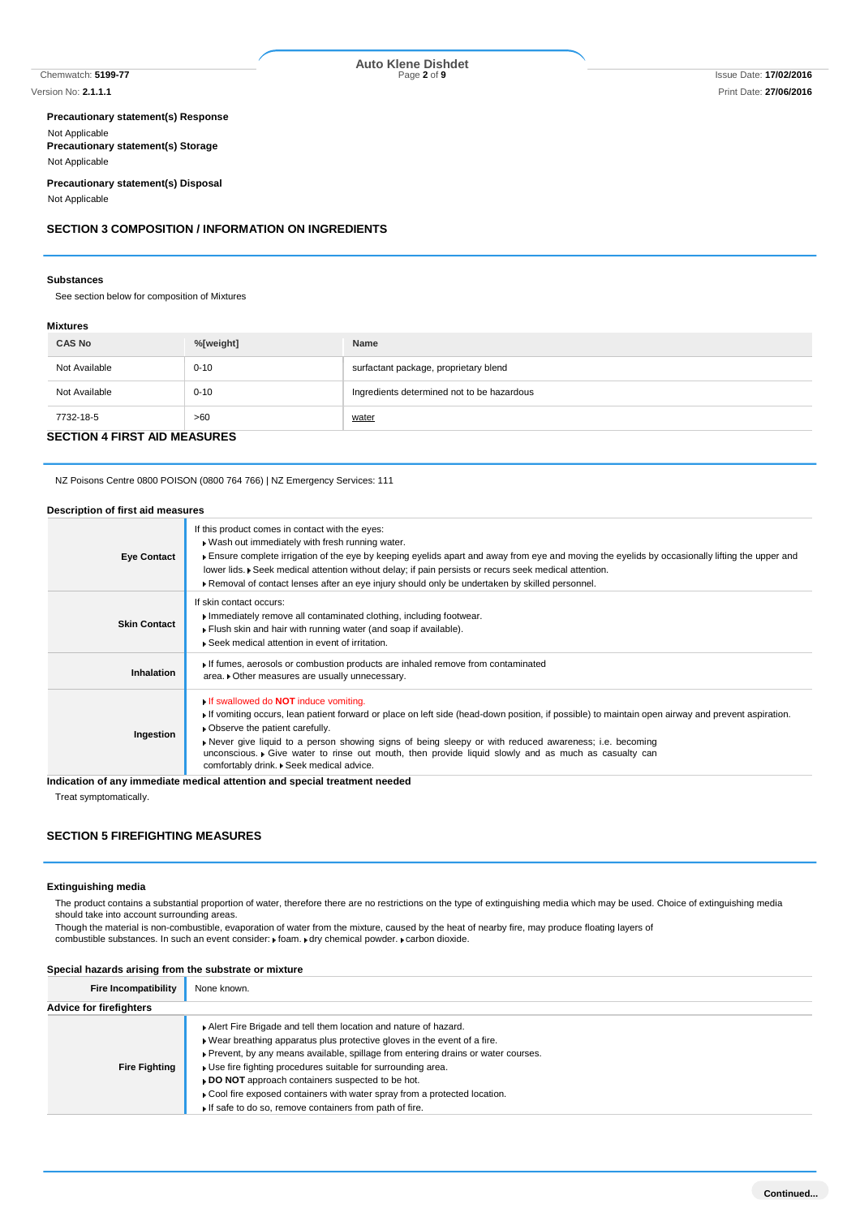### Precautionary statement(s) Response

Not Applicable

### Precautionary statement(s) Storage

Not Applicable

### Precautionary statement(s) Disposal

Not Applicable

## SECTION 3 COMPOSITION / INFORMATION ON INGREDIENTS

### Substances

See section below for composition of Mixtures

### Mixtures

| CAS No | %[weight] | Name |
|---|---|---|
| Not Available | 0-10 | surfactant package, proprietary blend |
| Not Available | 0-10 | Ingredients determined not to be hazardous |
| 7732-18-5 | >60 | water |

## SECTION 4 FIRST AID MEASURES

NZ Poisons Centre 0800 POISON (0800 764 766) | NZ Emergency Services: 111

### Description of first aid measures

| | |
|---|---|
| **Eye Contact** | If this product comes in contact with the eyes: ▶ Wash out immediately with fresh running water. ▶ Ensure complete irrigation of the eye by keeping eyelids apart and away from eye and moving the eyelids by occasionally lifting the upper and lower lids. ▶ Seek medical attention without delay; if pain persists or recurs seek medical attention. ▶ Removal of contact lenses after an eye injury should only be undertaken by skilled personnel. |
| **Skin Contact** | If skin contact occurs: ▶ Immediately remove all contaminated clothing, including footwear. ▶ Flush skin and hair with running water (and soap if available). ▶ Seek medical attention in event of irritation. |
| **Inhalation** | ▶ If fumes, aerosols or combustion products are inhaled remove from contaminated area. ▶ Other measures are usually unnecessary. |
| **Ingestion** | ▶ If swallowed do **NOT** induce vomiting. ▶ If vomiting occurs, lean patient forward or place on left side (head-down position, if possible) to maintain open airway and prevent aspiration. ▶ Observe the patient carefully. ▶ Never give liquid to a person showing signs of being sleepy or with reduced awareness; i.e. becoming unconscious. ▶ Give water to rinse out mouth, then provide liquid slowly and as much as casualty can comfortably drink. ▶ Seek medical advice. |

### Indication of any immediate medical attention and special treatment needed

Treat symptomatically.

## SECTION 5 FIREFIGHTING MEASURES

### Extinguishing media

The product contains a substantial proportion of water, therefore there are no restrictions on the type of extinguishing media which may be used. Choice of extinguishing media should take into account surrounding areas.
Though the material is non-combustible, evaporation of water from the mixture, caused by the heat of nearby fire, may produce floating layers of combustible substances. In such an event consider: ▶ foam. ▶ dry chemical powder. ▶ carbon dioxide.

### Special hazards arising from the substrate or mixture

| | |
|---|---|
| **Fire Incompatibility** | None known. |

### Advice for firefighters

| | |
|---|---|
| **Fire Fighting** | ▶ Alert Fire Brigade and tell them location and nature of hazard. ▶ Wear breathing apparatus plus protective gloves in the event of a fire. ▶ Prevent, by any means available, spillage from entering drains or water courses. ▶ Use fire fighting procedures suitable for surrounding area. ▶ **DO NOT** approach containers suspected to be hot. ▶ Cool fire exposed containers with water spray from a protected location. ▶ If safe to do so, remove containers from path of fire. |

**Continued...**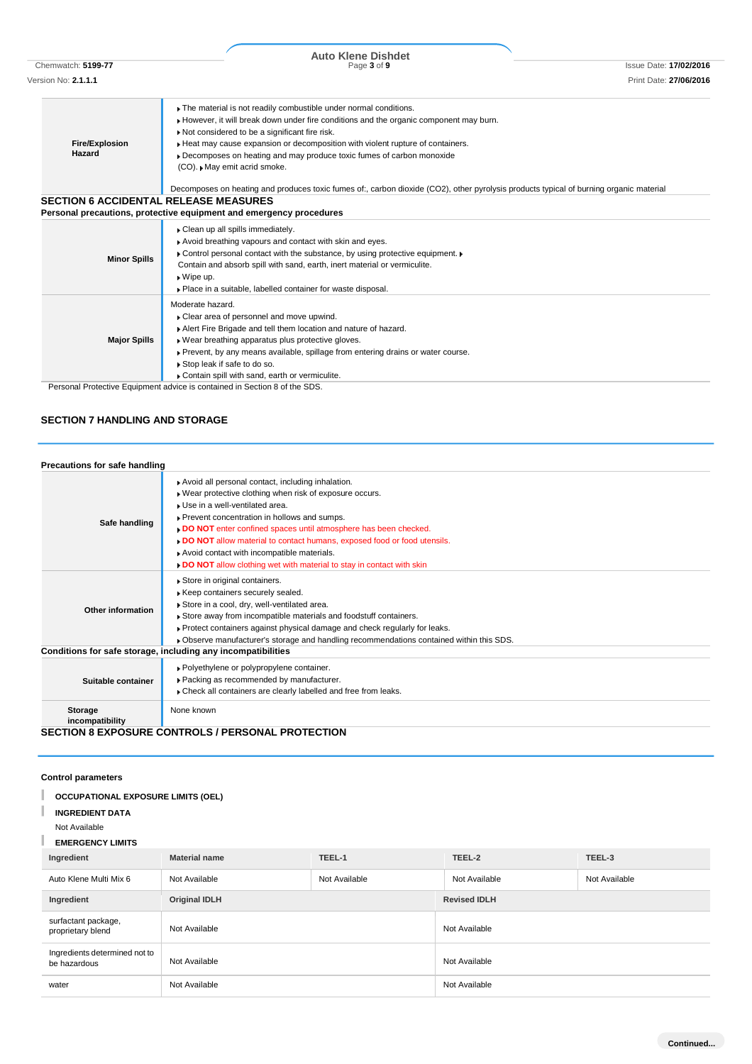| | |
|---|---|
| **Fire/Explosion Hazard** | ▸ The material is not readily combustible under normal conditions.<br>▸ However, it will break down under fire conditions and the organic component may burn.<br>▸ Not considered to be a significant fire risk.<br>▸ Heat may cause expansion or decomposition with violent rupture of containers.<br>▸ Decomposes on heating and may produce toxic fumes of carbon monoxide (CO). ▸ May emit acrid smoke.<br><br>Decomposes on heating and produces toxic fumes of:, carbon dioxide ($CO_2$), other pyrolysis products typical of burning organic material |

## SECTION 6 ACCIDENTAL RELEASE MEASURES

**Personal precautions, protective equipment and emergency procedures**

| | |
|---|---|
| **Minor Spills** | ▸ Clean up all spills immediately.<br>▸ Avoid breathing vapours and contact with skin and eyes.<br>▸ Control personal contact with the substance, by using protective equipment. ▸ Contain and absorb spill with sand, earth, inert material or vermiculite.<br>▸ Wipe up.<br>▸ Place in a suitable, labelled container for waste disposal. |
| **Major Spills** | Moderate hazard.<br>▸ Clear area of personnel and move upwind.<br>▸ Alert Fire Brigade and tell them location and nature of hazard.<br>▸ Wear breathing apparatus plus protective gloves.<br>▸ Prevent, by any means available, spillage from entering drains or water course.<br>▸ Stop leak if safe to do so.<br>▸ Contain spill with sand, earth or vermiculite. |

Personal Protective Equipment advice is contained in Section 8 of the SDS.

## SECTION 7 HANDLING AND STORAGE

**Precautions for safe handling**

| | |
|---|---|
| **Safe handling** | ▸ Avoid all personal contact, including inhalation.<br>▸ Wear protective clothing when risk of exposure occurs.<br>▸ Use in a well-ventilated area.<br>▸ Prevent concentration in hollows and sumps.<br>▸ **DO NOT** enter confined spaces until atmosphere has been checked.<br>▸ **DO NOT** allow material to contact humans, exposed food or food utensils.<br>▸ Avoid contact with incompatible materials.<br>▸ **DO NOT** allow clothing wet with material to stay in contact with skin |
| **Other information** | ▸ Store in original containers.<br>▸ Keep containers securely sealed.<br>▸ Store in a cool, dry, well-ventilated area.<br>▸ Store away from incompatible materials and foodstuff containers.<br>▸ Protect containers against physical damage and check regularly for leaks.<br>▸ Observe manufacturer's storage and handling recommendations contained within this SDS. |

**Conditions for safe storage, including any incompatibilities**

| | |
|---|---|
| **Suitable container** | ▸ Polyethylene or polypropylene container.<br>▸ Packing as recommended by manufacturer.<br>▸ Check all containers are clearly labelled and free from leaks. |
| **Storage incompatibility** | None known |

## SECTION 8 EXPOSURE CONTROLS / PERSONAL PROTECTION

**Control parameters**

**OCCUPATIONAL EXPOSURE LIMITS (OEL)**

**INGREDIENT DATA**

Not Available

**EMERGENCY LIMITS**

| Ingredient | Material name | TEEL-1 | TEEL-2 | TEEL-3 |
|---|---|---|---|---|
| Auto Klene Multi Mix 6 | Not Available | Not Available | Not Available | Not Available |

| Ingredient | Original IDLH | Revised IDLH |
|---|---|---|
| surfactant package, proprietary blend | Not Available | Not Available |
| Ingredients determined not to be hazardous | Not Available | Not Available |
| water | Not Available | Not Available |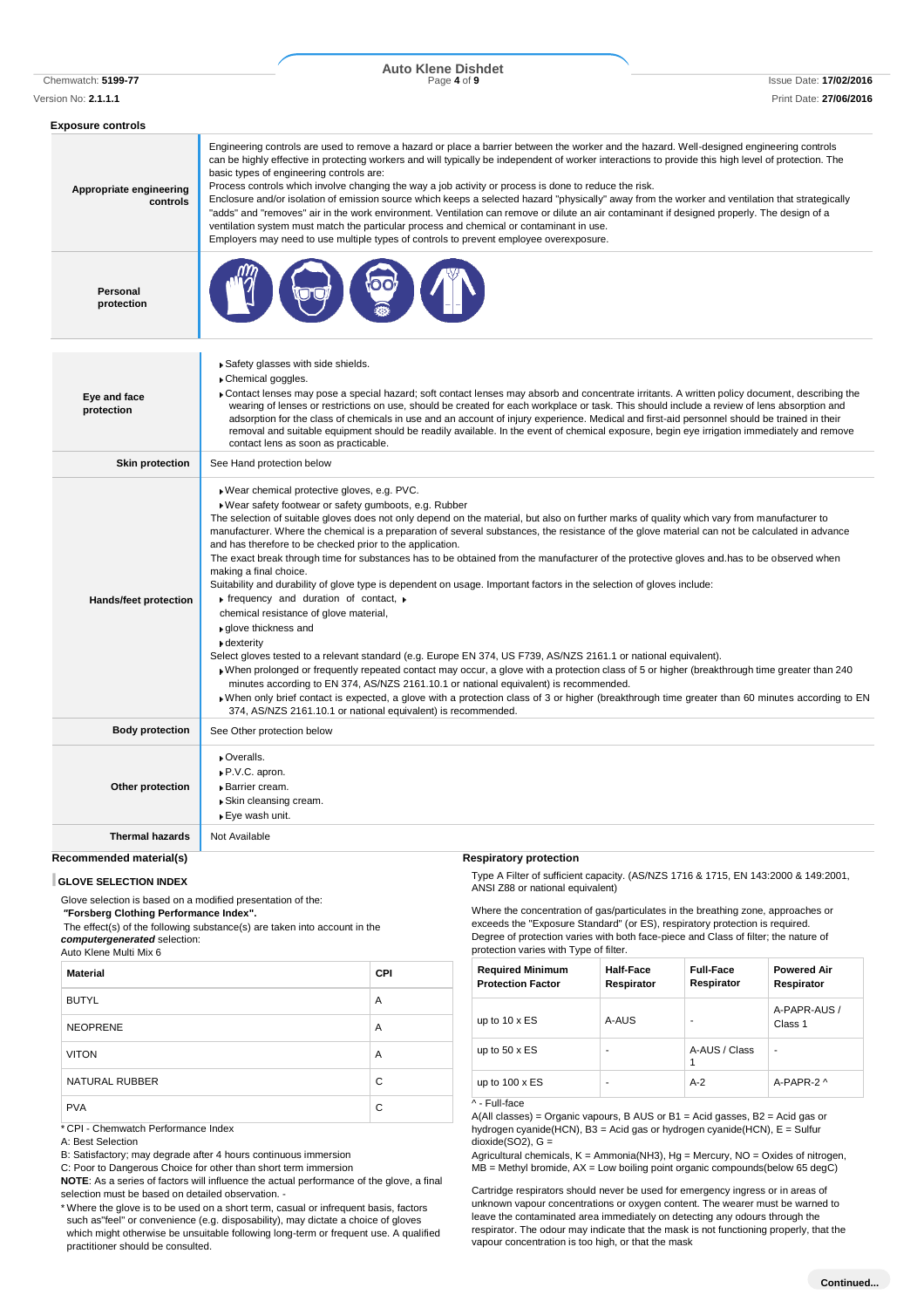### Exposure controls

| | |
|---|---|
| **Appropriate engineering controls** | Engineering controls are used to remove a hazard or place a barrier between the worker and the hazard. Well-designed engineering controls can be highly effective in protecting workers and will typically be independent of worker interactions to provide this high level of protection. The basic types of engineering controls are:<br>Process controls which involve changing the way a job activity or process is done to reduce the risk.<br>Enclosure and/or isolation of emission source which keeps a selected hazard "physically" away from the worker and ventilation that strategically "adds" and "removes" air in the work environment. Ventilation can remove or dilute an air contaminant if designed properly. The design of a ventilation system must match the particular process and chemical or contaminant in use.<br>Employers may need to use multiple types of controls to prevent employee overexposure. |
| **Personal protection** | |
| **Eye and face protection** | ▸Safety glasses with side shields.<br>▸Chemical goggles.<br>▸Contact lenses may pose a special hazard; soft contact lenses may absorb and concentrate irritants. A written policy document, describing the wearing of lenses or restrictions on use, should be created for each workplace or task. This should include a review of lens absorption and adsorption for the class of chemicals in use and an account of injury experience. Medical and first-aid personnel should be trained in their removal and suitable equipment should be readily available. In the event of chemical exposure, begin eye irrigation immediately and remove contact lens as soon as practicable. |
| **Skin protection** | See Hand protection below |
| **Hands/feet protection** | ▸Wear chemical protective gloves, e.g. PVC.<br>▸Wear safety footwear or safety gumboots, e.g. Rubber<br>The selection of suitable gloves does not only depend on the material, but also on further marks of quality which vary from manufacturer to manufacturer. Where the chemical is a preparation of several substances, the resistance of the glove material can not be calculated in advance and has therefore to be checked prior to the application.<br>The exact break through time for substances has to be obtained from the manufacturer of the protective gloves and.has to be observed when making a final choice.<br>Suitability and durability of glove type is dependent on usage. Important factors in the selection of gloves include:<br>▸ frequency and duration of contact, ▸ chemical resistance of glove material,<br>▸glove thickness and<br>▸dexterity<br>Select gloves tested to a relevant standard (e.g. Europe EN 374, US F739, AS/NZS 2161.1 or national equivalent).<br>▸When prolonged or frequently repeated contact may occur, a glove with a protection class of 5 or higher (breakthrough time greater than 240 minutes according to EN 374, AS/NZS 2161.10.1 or national equivalent) is recommended.<br>▸When only brief contact is expected, a glove with a protection class of 3 or higher (breakthrough time greater than 60 minutes according to EN 374, AS/NZS 2161.10.1 or national equivalent) is recommended. |
| **Body protection** | See Other protection below |
| **Other protection** | ▸Overalls.<br>▸P.V.C. apron.<br>▸Barrier cream.<br>▸Skin cleansing cream.<br>▸Eye wash unit. |
| **Thermal hazards** | Not Available |

### Recommended material(s)

**GLOVE SELECTION INDEX**

Glove selection is based on a modified presentation of the:
**"Forsberg Clothing Performance Index".**
The effect(s) of the following substance(s) are taken into account in the ***computergenerated*** selection:
Auto Klene Multi Mix 6

| Material | CPI |
|---|---|
| BUTYL | A |
| NEOPRENE | A |
| VITON | A |
| NATURAL RUBBER | C |
| PVA | C |

\* CPI - Chemwatch Performance Index
A: Best Selection
B: Satisfactory; may degrade after 4 hours continuous immersion
C: Poor to Dangerous Choice for other than short term immersion
**NOTE**: As a series of factors will influence the actual performance of the glove, a final selection must be based on detailed observation. -
\* Where the glove is to be used on a short term, casual or infrequent basis, factors such as"feel" or convenience (e.g. disposability), may dictate a choice of gloves which might otherwise be unsuitable following long-term or frequent use. A qualified practitioner should be consulted.

### Respiratory protection

Type A Filter of sufficient capacity. (AS/NZS 1716 & 1715, EN 143:2000 & 149:2001, ANSI Z88 or national equivalent)

Where the concentration of gas/particulates in the breathing zone, approaches or exceeds the "Exposure Standard" (or ES), respiratory protection is required.
Degree of protection varies with both face-piece and Class of filter; the nature of protection varies with Type of filter.

| Required Minimum Protection Factor | Half-Face Respirator | Full-Face Respirator | Powered Air Respirator |
|---|---|---|---|
| up to 10 x ES | A-AUS | - | A-PAPR-AUS / Class 1 |
| up to 50 x ES | - | A-AUS / Class 1 | - |
| up to 100 x ES | - | A-2 | A-PAPR-2 ^ |

^ - Full-face
A(All classes) = Organic vapours, B AUS or B1 = Acid gasses, B2 = Acid gas or hydrogen cyanide(HCN), B3 = Acid gas or hydrogen cyanide(HCN), E = Sulfur dioxide(SO2), G = Agricultural chemicals, K = Ammonia(NH3), Hg = Mercury, NO = Oxides of nitrogen, MB = Methyl bromide, AX = Low boiling point organic compounds(below 65 degC)

Cartridge respirators should never be used for emergency ingress or in areas of unknown vapour concentrations or oxygen content. The wearer must be warned to leave the contaminated area immediately on detecting any odours through the respirator. The odour may indicate that the mask is not functioning properly, that the vapour concentration is too high, or that the mask

**Continued...**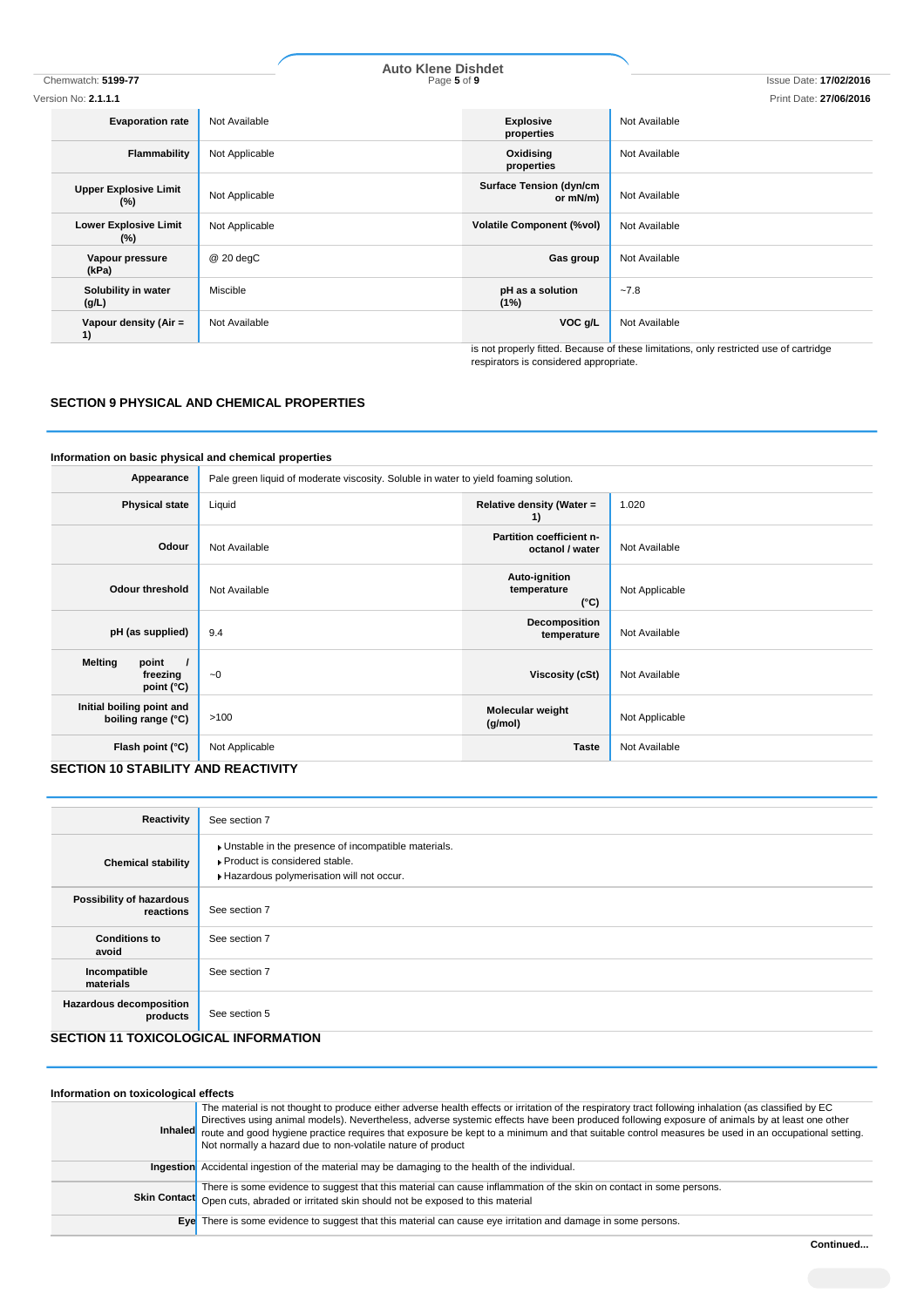| | | | |
|---|---|---|---|
| **Evaporation rate** | Not Available | **Explosive properties** | Not Available |
| **Flammability** | Not Applicable | **Oxidising properties** | Not Available |
| **Upper Explosive Limit (%)** | Not Applicable | **Surface Tension (dyn/cm or mN/m)** | Not Available |
| **Lower Explosive Limit (%)** | Not Applicable | **Volatile Component (%vol)** | Not Available |
| **Vapour pressure (kPa)** | @ 20 degC | **Gas group** | Not Available |
| **Solubility in water (g/L)** | Miscible | **pH as a solution (1%)** | ~7.8 |
| **Vapour density (Air = 1)** | Not Available | **VOC g/L** | Not Available |

is not properly fitted. Because of these limitations, only restricted use of cartridge respirators is considered appropriate.

## SECTION 9 PHYSICAL AND CHEMICAL PROPERTIES

### Information on basic physical and chemical properties

| | | | |
|---|---|---|---|
| **Appearance** | Pale green liquid of moderate viscosity. Soluble in water to yield foaming solution. | | |
| **Physical state** | Liquid | **Relative density (Water = 1)** | 1.020 |
| **Odour** | Not Available | **Partition coefficient n-octanol / water** | Not Available |
| **Odour threshold** | Not Available | **Auto-ignition temperature (°C)** | Not Applicable |
| **pH (as supplied)** | 9.4 | **Decomposition temperature** | Not Available |
| **Melting point / freezing point (°C)** | ~0 | **Viscosity (cSt)** | Not Available |
| **Initial boiling point and boiling range (°C)** | >100 | **Molecular weight (g/mol)** | Not Applicable |
| **Flash point (°C)** | Not Applicable | **Taste** | Not Available |

## SECTION 10 STABILITY AND REACTIVITY

| | |
|---|---|
| **Reactivity** | See section 7 |
| **Chemical stability** | ▸ Unstable in the presence of incompatible materials.<br>▸ Product is considered stable.<br>▸ Hazardous polymerisation will not occur. |
| **Possibility of hazardous reactions** | See section 7 |
| **Conditions to avoid** | See section 7 |
| **Incompatible materials** | See section 7 |
| **Hazardous decomposition products** | See section 5 |

## SECTION 11 TOXICOLOGICAL INFORMATION

### Information on toxicological effects

| | |
|---|---|
| **Inhaled** | The material is not thought to produce either adverse health effects or irritation of the respiratory tract following inhalation (as classified by EC Directives using animal models). Nevertheless, adverse systemic effects have been produced following exposure of animals by at least one other route and good hygiene practice requires that exposure be kept to a minimum and that suitable control measures be used in an occupational setting.<br>Not normally a hazard due to non-volatile nature of product |
| **Ingestion** | Accidental ingestion of the material may be damaging to the health of the individual. |
| **Skin Contact** | There is some evidence to suggest that this material can cause inflammation of the skin on contact in some persons.<br>Open cuts, abraded or irritated skin should not be exposed to this material |
| **Eye** | There is some evidence to suggest that this material can cause eye irritation and damage in some persons. |

**Continued...**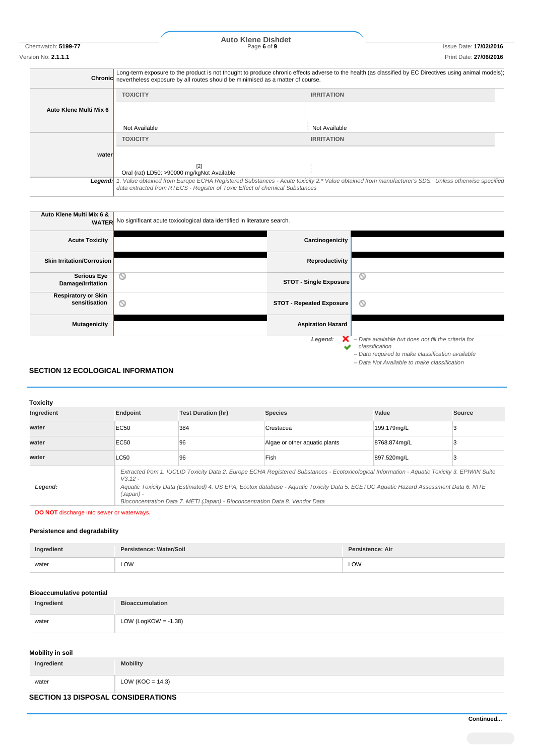| | |
|---|---|
| **Chronic** | Long-term exposure to the product is not thought to produce chronic effects adverse to the health (as classified by EC Directives using animal models); nevertheless exposure by all routes should be minimised as a matter of course. |

| | TOXICITY | IRRITATION |
|---|---|---|
| **Auto Klene Multi Mix 6** | Not Available | Not Available |

| | TOXICITY | IRRITATION |
|---|---|---|
| **water** | [2] Oral (rat) LD50: >90000 mg/kgNot Available | |

**Legend:** *1. Value obtained from Europe ECHA Registered Substances - Acute toxicity 2.\* Value obtained from manufacturer's SDS. Unless otherwise specified data extracted from RTECS - Register of Toxic Effect of chemical Substances*

| | |
|---|---|
| **Auto Klene Multi Mix 6 & WATER** | No significant acute toxicological data identified in literature search. |

| | | | |
|---|---|---|---|
| **Acute Toxicity** | | **Carcinogenicity** | |
| **Skin Irritation/Corrosion** | | **Reproductivity** | |
| **Serious Eye Damage/Irritation** | ⊘ | **STOT - Single Exposure** | ⊘ |
| **Respiratory or Skin sensitisation** | ⊘ | **STOT - Repeated Exposure** | ⊘ |
| **Mutagenicity** | | **Aspiration Hazard** | |

*Legend:* ✘ *– Data available but does not fill the criteria for classification*
✔ *– Data required to make classification available*
⊘ *– Data Not Available to make classification*

## SECTION 12 ECOLOGICAL INFORMATION

### Toxicity

| Ingredient | Endpoint | Test Duration (hr) | Species | Value | Source |
|---|---|---|---|---|---|
| water | EC50 | 384 | Crustacea | 199.179mg/L | 3 |
| water | EC50 | 96 | Algae or other aquatic plants | 8768.874mg/L | 3 |
| water | LC50 | 96 | Fish | 897.520mg/L | 3 |

***Legend:*** *Extracted from 1. IUCLID Toxicity Data 2. Europe ECHA Registered Substances - Ecotoxicological Information - Aquatic Toxicity 3. EPIWIN Suite V3.12 - Aquatic Toxicity Data (Estimated) 4. US EPA, Ecotox database - Aquatic Toxicity Data 5. ECETOC Aquatic Hazard Assessment Data 6. NITE (Japan) - Bioconcentration Data 7. METI (Japan) - Bioconcentration Data 8. Vendor Data*

**DO NOT** discharge into sewer or waterways.

### Persistence and degradability

| Ingredient | Persistence: Water/Soil | Persistence: Air |
|---|---|---|
| water | LOW | LOW |

### Bioaccumulative potential

| Ingredient | Bioaccumulation |
|---|---|
| water | LOW (LogKOW = -1.38) |

### Mobility in soil

| Ingredient | Mobility |
|---|---|
| water | LOW (KOC = 14.3) |

## SECTION 13 DISPOSAL CONSIDERATIONS

**Continued...**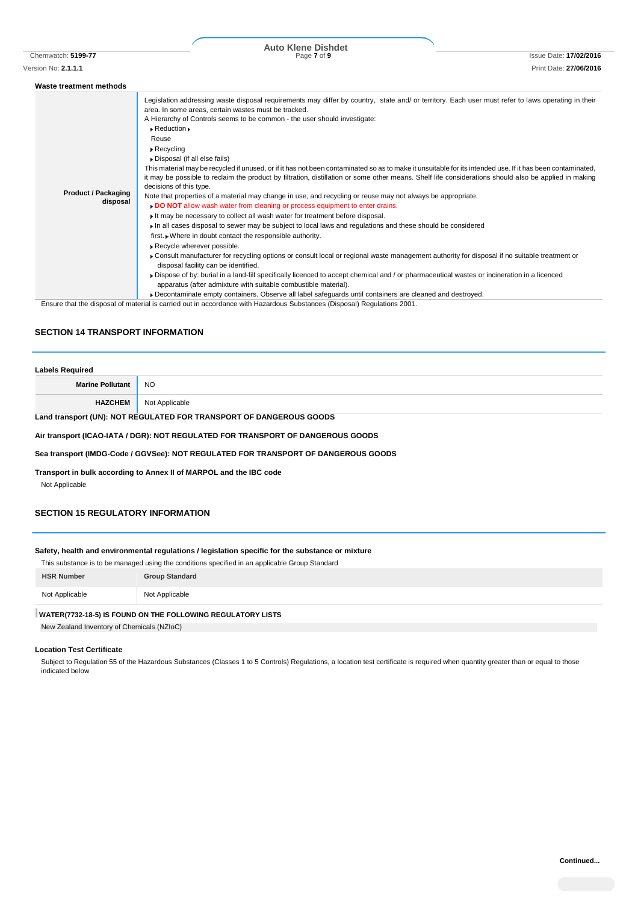### Waste treatment methods

| | |
|---|---|
| **Product / Packaging disposal** | Legislation addressing waste disposal requirements may differ by country, state and/ or territory. Each user must refer to laws operating in their area. In some areas, certain wastes must be tracked.<br>A Hierarchy of Controls seems to be common - the user should investigate:<br>▸ Reduction ▸<br>Reuse<br>▸ Recycling<br>▸ Disposal (if all else fails)<br>This material may be recycled if unused, or if it has not been contaminated so as to make it unsuitable for its intended use. If it has been contaminated, it may be possible to reclaim the product by filtration, distillation or some other means. Shelf life considerations should also be applied in making decisions of this type.<br>Note that properties of a material may change in use, and recycling or reuse may not always be appropriate.<br>▸ **DO NOT** allow wash water from cleaning or process equipment to enter drains.<br>▸ It may be necessary to collect all wash water for treatment before disposal.<br>▸ In all cases disposal to sewer may be subject to local laws and regulations and these should be considered first. ▸ Where in doubt contact the responsible authority.<br>▸ Recycle wherever possible.<br>▸ Consult manufacturer for recycling options or consult local or regional waste management authority for disposal if no suitable treatment or disposal facility can be identified.<br>▸ Dispose of by: burial in a land-fill specifically licenced to accept chemical and / or pharmaceutical wastes or incineration in a licenced apparatus (after admixture with suitable combustible material).<br>▸ Decontaminate empty containers. Observe all label safeguards until containers are cleaned and destroyed. |

Ensure that the disposal of material is carried out in accordance with Hazardous Substances (Disposal) Regulations 2001.

## SECTION 14 TRANSPORT INFORMATION

### Labels Required

| | |
|---|---|
| **Marine Pollutant** | NO |
| **HAZCHEM** | Not Applicable |

**Land transport (UN): NOT REGULATED FOR TRANSPORT OF DANGEROUS GOODS**

**Air transport (ICAO-IATA / DGR): NOT REGULATED FOR TRANSPORT OF DANGEROUS GOODS**

**Sea transport (IMDG-Code / GGVSee): NOT REGULATED FOR TRANSPORT OF DANGEROUS GOODS**

**Transport in bulk according to Annex II of MARPOL and the IBC code**

Not Applicable

## SECTION 15 REGULATORY INFORMATION

**Safety, health and environmental regulations / legislation specific for the substance or mixture**

This substance is to be managed using the conditions specified in an applicable Group Standard

| HSR Number | Group Standard |
|---|---|
| Not Applicable | Not Applicable |

**WATER(7732-18-5) IS FOUND ON THE FOLLOWING REGULATORY LISTS**

New Zealand Inventory of Chemicals (NZIoC)

**Location Test Certificate**

Subject to Regulation 55 of the Hazardous Substances (Classes 1 to 5 Controls) Regulations, a location test certificate is required when quantity greater than or equal to those indicated below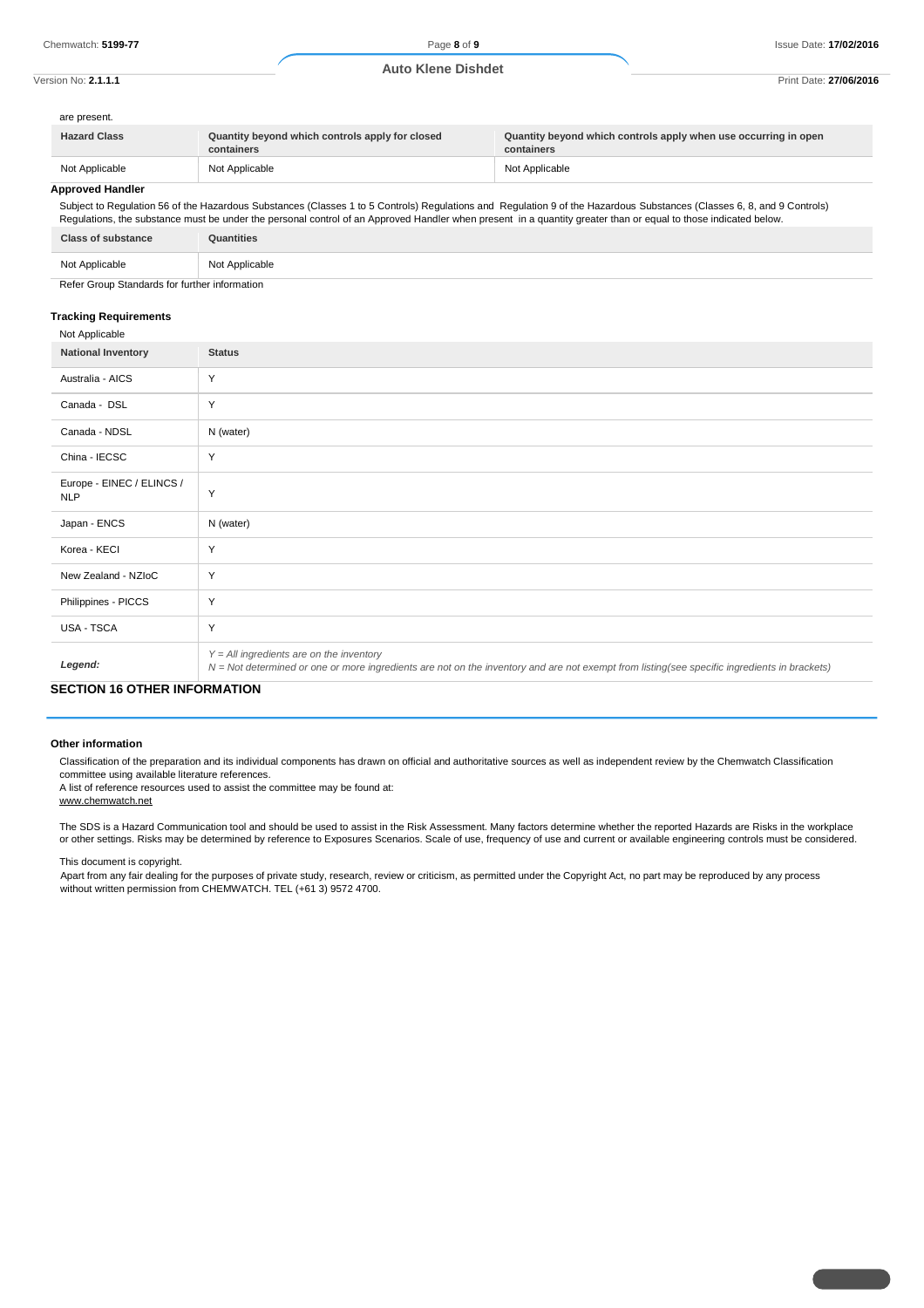are present.

| Hazard Class | Quantity beyond which controls apply for closed containers | Quantity beyond which controls apply when use occurring in open containers |
| --- | --- | --- |
| Not Applicable | Not Applicable | Not Applicable |

### Approved Handler

Subject to Regulation 56 of the Hazardous Substances (Classes 1 to 5 Controls) Regulations and Regulation 9 of the Hazardous Substances (Classes 6, 8, and 9 Controls) Regulations, the substance must be under the personal control of an Approved Handler when present in a quantity greater than or equal to those indicated below.

| Class of substance | Quantities |
| --- | --- |
| Not Applicable | Not Applicable |

Refer Group Standards for further information

### Tracking Requirements

Not Applicable

| National Inventory | Status |
| --- | --- |
| Australia - AICS | Y |
| Canada - DSL | Y |
| Canada - NDSL | N (water) |
| China - IECSC | Y |
| Europe - EINEC / ELINCS / NLP | Y |
| Japan - ENCS | N (water) |
| Korea - KECI | Y |
| New Zealand - NZIoC | Y |
| Philippines - PICCS | Y |
| USA - TSCA | Y |
| *Legend:* | *Y = All ingredients are on the inventory*<br>*N = Not determined or one or more ingredients are not on the inventory and are not exempt from listing(see specific ingredients in brackets)* |

## SECTION 16 OTHER INFORMATION

### Other information

Classification of the preparation and its individual components has drawn on official and authoritative sources as well as independent review by the Chemwatch Classification committee using available literature references.
A list of reference resources used to assist the committee may be found at:
www.chemwatch.net

The SDS is a Hazard Communication tool and should be used to assist in the Risk Assessment. Many factors determine whether the reported Hazards are Risks in the workplace or other settings. Risks may be determined by reference to Exposures Scenarios. Scale of use, frequency of use and current or available engineering controls must be considered.

This document is copyright.
Apart from any fair dealing for the purposes of private study, research, review or criticism, as permitted under the Copyright Act, no part may be reproduced by any process without written permission from CHEMWATCH. TEL (+61 3) 9572 4700.